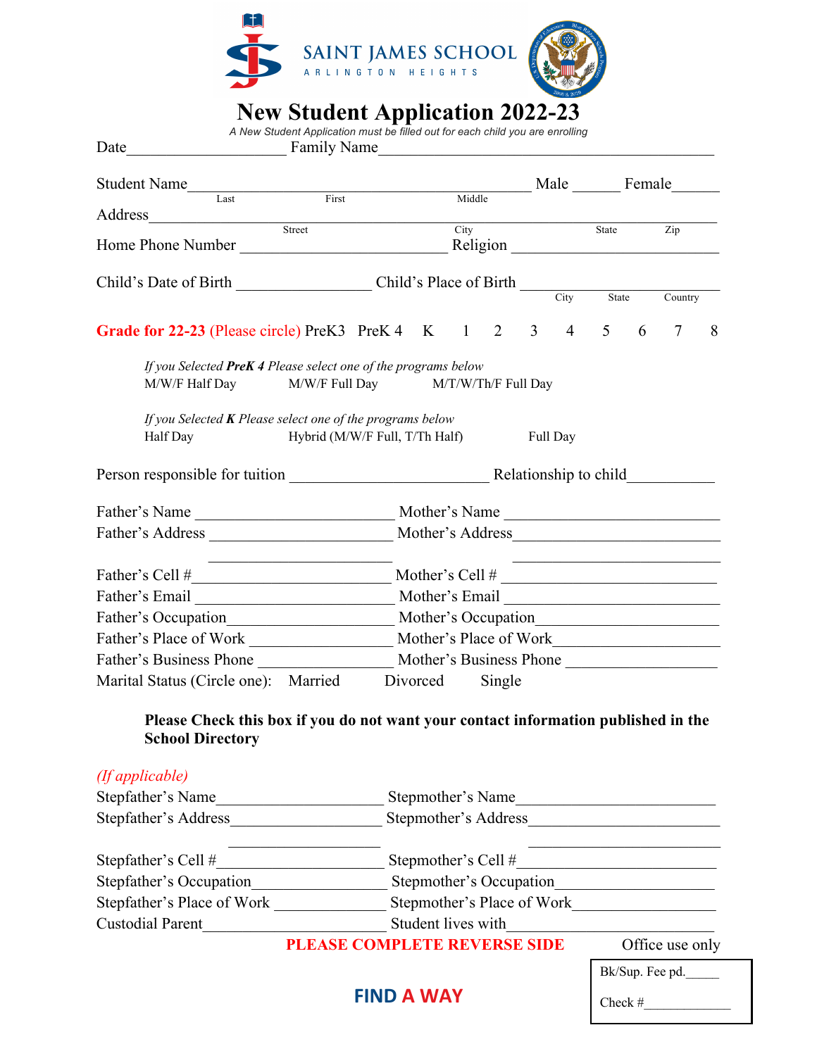**SAINT JAMES SCHOOL**
ARLINGTON HEIGHTS

# New Student Application 2022-23

*A New Student Application must be filled out for each child you are enrolling*

Date____________________ Family Name__________________________________________

Student Name__________________________________________ Male ______ Female______
Last First Middle

Address____________________________________________________________________
Street City State Zip

Home Phone Number __________________________ Religion ________________________

Child's Date of Birth _________________ Child's Place of Birth ____________________
City State Country

**Grade for 22-23** (Please circle) PreK3 PreK 4 K 1 2 3 4 5 6 7 8

*If you Selected **PreK 4** Please select one of the programs below*
M/W/F Half Day M/W/F Full Day M/T/W/Th/F Full Day

*If you Selected **K** Please select one of the programs below*
Half Day Hybrid (M/W/F Full, T/Th Half) Full Day

Person responsible for tuition _________________________ Relationship to child___________

Father's Name _________________________ Mother's Name ___________________________
Father's Address _______________________ Mother's Address__________________________
_______________________ __________________________
Father's Cell #__________________________ Mother's Cell # ___________________________
Father's Email _________________________ Mother's Email ___________________________
Father's Occupation_____________________ Mother's Occupation_______________________
Father's Place of Work __________________ Mother's Place of Work_____________________
Father's Business Phone ________________ Mother's Business Phone ___________________
Marital Status (Circle one): Married Divorced Single

**Please Check this box if you do not want your contact information published in the School Directory**

*(If applicable)*
Stepfather's Name_____________________ Stepmother's Name________________________
Stepfather's Address___________________ Stepmother's Address______________________
___________________ ______________________
Stepfather's Cell #_____________________ Stepmother's Cell #________________________
Stepfather's Occupation_________________ Stepmother's Occupation___________________
Stepfather's Place of Work ______________ Stepmother's Place of Work_________________
Custodial Parent_______________________ Student lives with_________________________

**PLEASE COMPLETE REVERSE SIDE**

Office use only

Bk/Sup. Fee pd._____
Check #____________

**FIND A WAY**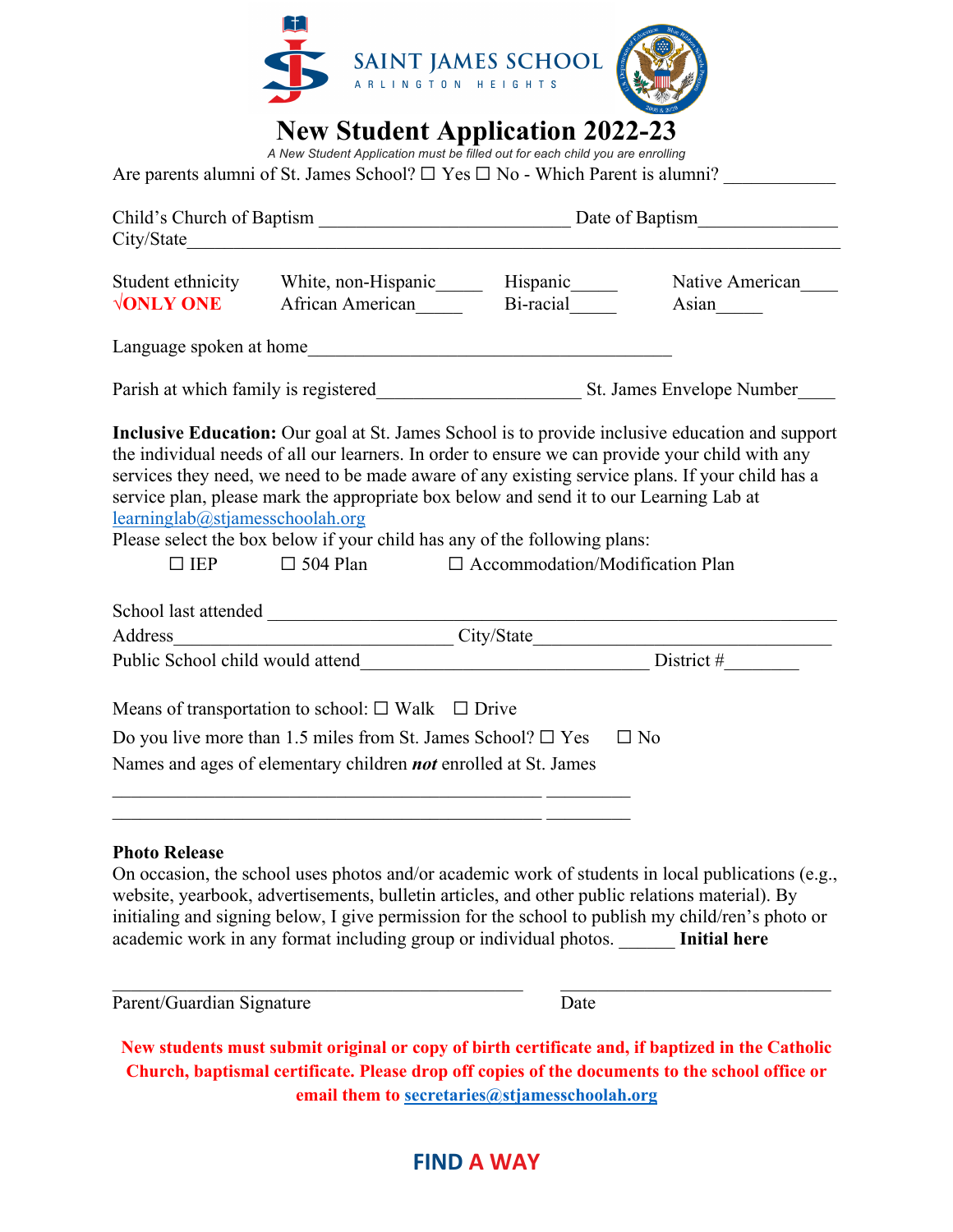SAINT JAMES SCHOOL
ARLINGTON HEIGHTS

# New Student Application 2022-23

*A New Student Application must be filled out for each child you are enrolling*

Are parents alumni of St. James School? ☐ Yes ☐ No - Which Parent is alumni? ___________

Child's Church of Baptism __________________________ Date of Baptism_______________
City/State_____________________________________________________________________

Student ethnicity **√ONLY ONE**

White, non-Hispanic_____ Hispanic_____ Native American____
African American_____ Bi-racial_____ Asian_____

Language spoken at home_______________________________________

Parish at which family is registered_____________________ St. James Envelope Number____

**Inclusive Education:** Our goal at St. James School is to provide inclusive education and support the individual needs of all our learners. In order to ensure we can provide your child with any services they need, we need to be made aware of any existing service plans. If your child has a service plan, please mark the appropriate box below and send it to our Learning Lab at learninglab@stjamesschoolah.org

Please select the box below if your child has any of the following plans:

☐ IEP ☐ 504 Plan ☐ Accommodation/Modification Plan

School last attended ____________________________________________________________
Address_____________________________ City/State_______________________________
Public School child would attend_______________________________ District #________

Means of transportation to school: ☐ Walk ☐ Drive

Do you live more than 1.5 miles from St. James School? ☐ Yes ☐ No

Names and ages of elementary children ***not*** enrolled at St. James

_______________________________________________ _________
_______________________________________________ _________

**Photo Release**

On occasion, the school uses photos and/or academic work of students in local publications (e.g., website, yearbook, advertisements, bulletin articles, and other public relations material). By initialing and signing below, I give permission for the school to publish my child/ren's photo or academic work in any format including group or individual photos. ______ **Initial here**

_____________________________________________ ______________________________
Parent/Guardian Signature Date

**New students must submit original or copy of birth certificate and, if baptized in the Catholic Church, baptismal certificate. Please drop off copies of the documents to the school office or email them to secretaries@stjamesschoolah.org**

**FIND A WAY**